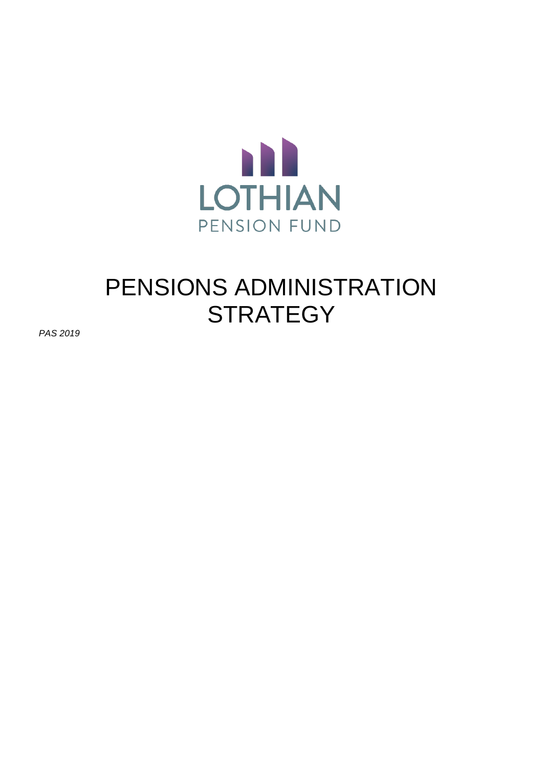LOTHIAN

PENSION FUND

# PENSIONS ADMINISTRATION STRATEGY

*PAS 2019*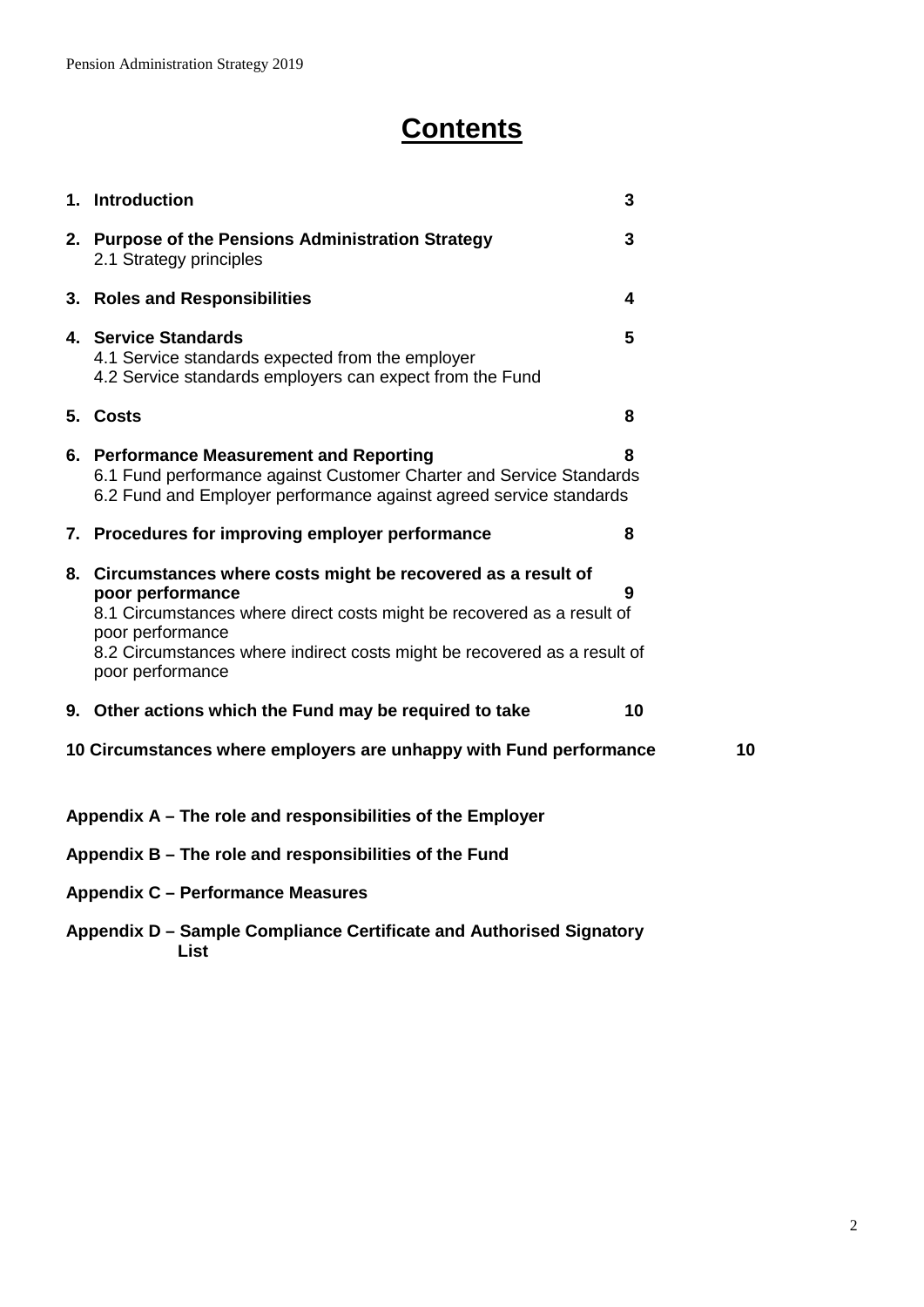# Contents

| | | |
|---|---|---|
| 1. | **Introduction** | **3** |
| 2. | **Purpose of the Pensions Administration Strategy**<br>2.1 Strategy principles | **3** |
| 3. | **Roles and Responsibilities** | **4** |
| 4. | **Service Standards**<br>4.1 Service standards expected from the employer<br>4.2 Service standards employers can expect from the Fund | **5** |
| 5. | **Costs** | **8** |
| 6. | **Performance Measurement and Reporting**<br>6.1 Fund performance against Customer Charter and Service Standards<br>6.2 Fund and Employer performance against agreed service standards | **8** |
| 7. | **Procedures for improving employer performance** | **8** |
| 8. | **Circumstances where costs might be recovered as a result of poor performance**<br>8.1 Circumstances where direct costs might be recovered as a result of poor performance<br>8.2 Circumstances where indirect costs might be recovered as a result of poor performance | **9** |
| 9. | **Other actions which the Fund may be required to take** | **10** |
| 10 | **Circumstances where employers are unhappy with Fund performance** | **10** |

**Appendix A – The role and responsibilities of the Employer**

**Appendix B – The role and responsibilities of the Fund**

**Appendix C – Performance Measures**

**Appendix D – Sample Compliance Certificate and Authorised Signatory List**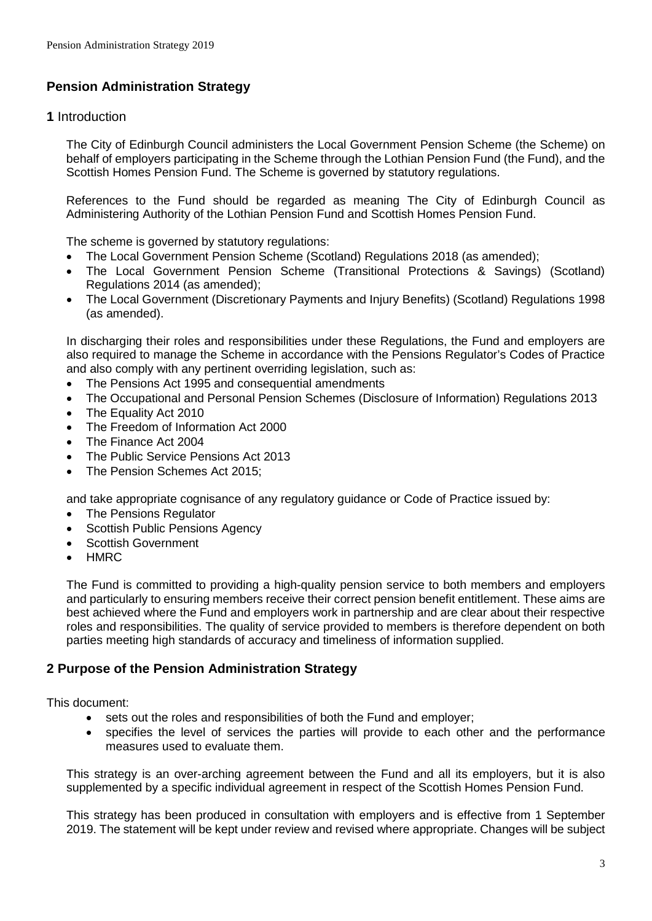## Pension Administration Strategy

### 1 Introduction

The City of Edinburgh Council administers the Local Government Pension Scheme (the Scheme) on behalf of employers participating in the Scheme through the Lothian Pension Fund (the Fund), and the Scottish Homes Pension Fund. The Scheme is governed by statutory regulations.

References to the Fund should be regarded as meaning The City of Edinburgh Council as Administering Authority of the Lothian Pension Fund and Scottish Homes Pension Fund.

The scheme is governed by statutory regulations:

- The Local Government Pension Scheme (Scotland) Regulations 2018 (as amended);
- The Local Government Pension Scheme (Transitional Protections & Savings) (Scotland) Regulations 2014 (as amended);
- The Local Government (Discretionary Payments and Injury Benefits) (Scotland) Regulations 1998 (as amended).

In discharging their roles and responsibilities under these Regulations, the Fund and employers are also required to manage the Scheme in accordance with the Pensions Regulator's Codes of Practice and also comply with any pertinent overriding legislation, such as:

- The Pensions Act 1995 and consequential amendments
- The Occupational and Personal Pension Schemes (Disclosure of Information) Regulations 2013
- The Equality Act 2010
- The Freedom of Information Act 2000
- The Finance Act 2004
- The Public Service Pensions Act 2013
- The Pension Schemes Act 2015;

and take appropriate cognisance of any regulatory guidance or Code of Practice issued by:

- The Pensions Regulator
- Scottish Public Pensions Agency
- Scottish Government
- HMRC

The Fund is committed to providing a high-quality pension service to both members and employers and particularly to ensuring members receive their correct pension benefit entitlement. These aims are best achieved where the Fund and employers work in partnership and are clear about their respective roles and responsibilities. The quality of service provided to members is therefore dependent on both parties meeting high standards of accuracy and timeliness of information supplied.

### 2 Purpose of the Pension Administration Strategy

This document:

- sets out the roles and responsibilities of both the Fund and employer;
- specifies the level of services the parties will provide to each other and the performance measures used to evaluate them.

This strategy is an over-arching agreement between the Fund and all its employers, but it is also supplemented by a specific individual agreement in respect of the Scottish Homes Pension Fund.

This strategy has been produced in consultation with employers and is effective from 1 September 2019. The statement will be kept under review and revised where appropriate. Changes will be subject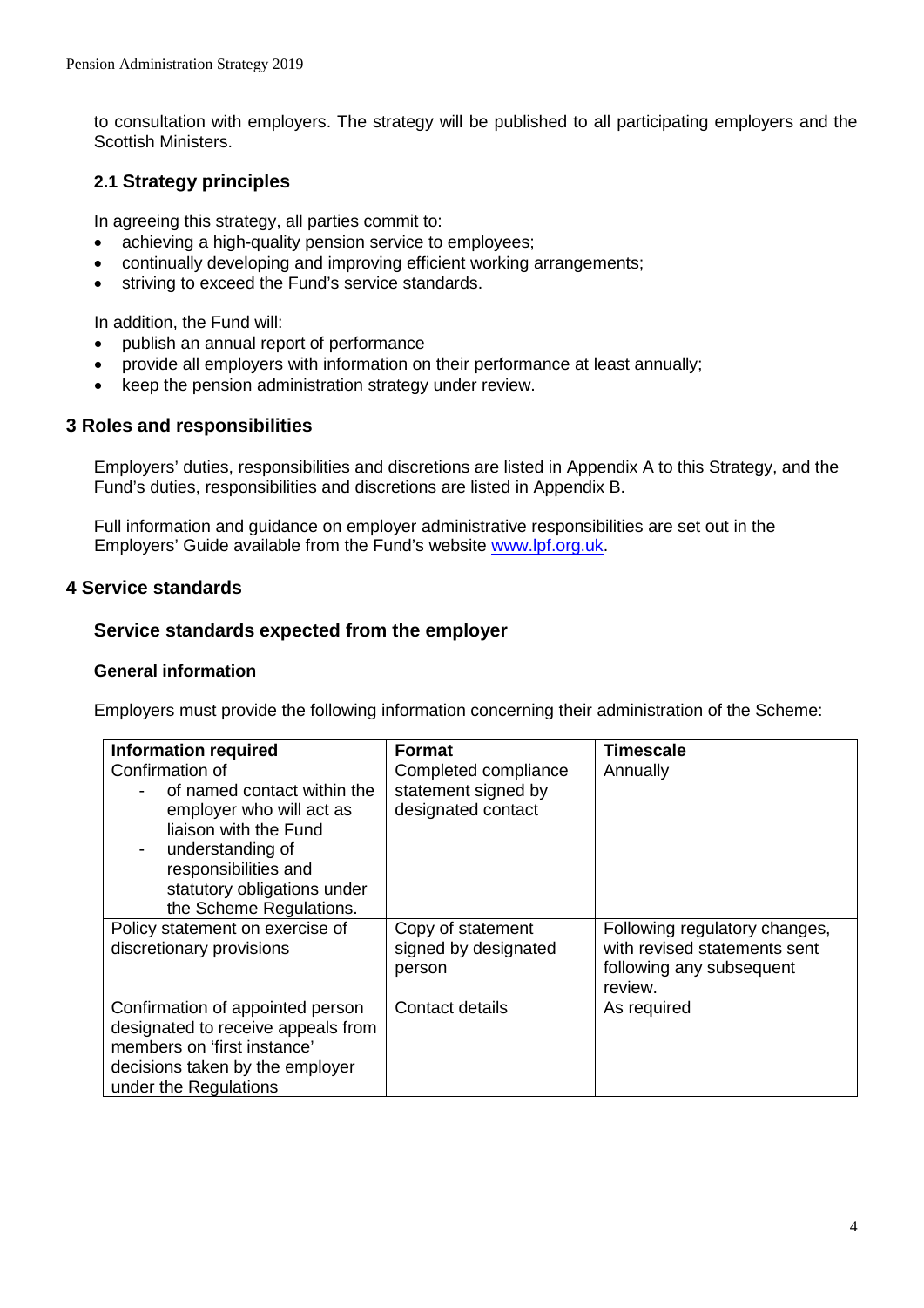to consultation with employers. The strategy will be published to all participating employers and the Scottish Ministers.

### 2.1 Strategy principles

In agreeing this strategy, all parties commit to:

- achieving a high-quality pension service to employees;
- continually developing and improving efficient working arrangements;
- striving to exceed the Fund's service standards.

In addition, the Fund will:

- publish an annual report of performance
- provide all employers with information on their performance at least annually;
- keep the pension administration strategy under review.

## 3 Roles and responsibilities

Employers' duties, responsibilities and discretions are listed in Appendix A to this Strategy, and the Fund's duties, responsibilities and discretions are listed in Appendix B.

Full information and guidance on employer administrative responsibilities are set out in the Employers' Guide available from the Fund's website [www.lpf.org.uk](www.lpf.org.uk).

## 4 Service standards

### Service standards expected from the employer

#### General information

Employers must provide the following information concerning their administration of the Scheme:

| Information required | Format | Timescale |
|---|---|---|
| Confirmation of<br>- of named contact within the employer who will act as liaison with the Fund<br>- understanding of responsibilities and statutory obligations under the Scheme Regulations. | Completed compliance statement signed by designated contact | Annually |
| Policy statement on exercise of discretionary provisions | Copy of statement signed by designated person | Following regulatory changes, with revised statements sent following any subsequent review. |
| Confirmation of appointed person designated to receive appeals from members on 'first instance' decisions taken by the employer under the Regulations | Contact details | As required |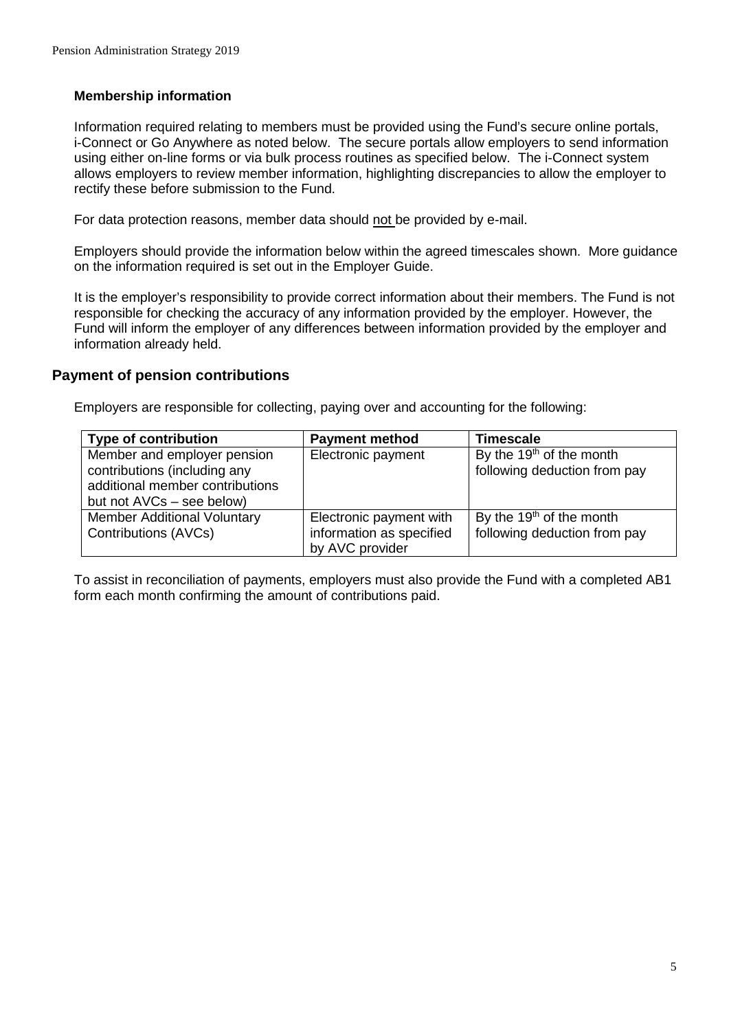### Membership information

Information required relating to members must be provided using the Fund's secure online portals, i-Connect or Go Anywhere as noted below. The secure portals allow employers to send information using either on-line forms or via bulk process routines as specified below. The i-Connect system allows employers to review member information, highlighting discrepancies to allow the employer to rectify these before submission to the Fund.

For data protection reasons, member data should not be provided by e-mail.

Employers should provide the information below within the agreed timescales shown. More guidance on the information required is set out in the Employer Guide.

It is the employer's responsibility to provide correct information about their members. The Fund is not responsible for checking the accuracy of any information provided by the employer. However, the Fund will inform the employer of any differences between information provided by the employer and information already held.

## Payment of pension contributions

Employers are responsible for collecting, paying over and accounting for the following:

| Type of contribution | Payment method | Timescale |
|---|---|---|
| Member and employer pension contributions (including any additional member contributions but not AVCs – see below) | Electronic payment | By the 19th of the month following deduction from pay |
| Member Additional Voluntary Contributions (AVCs) | Electronic payment with information as specified by AVC provider | By the 19th of the month following deduction from pay |

To assist in reconciliation of payments, employers must also provide the Fund with a completed AB1 form each month confirming the amount of contributions paid.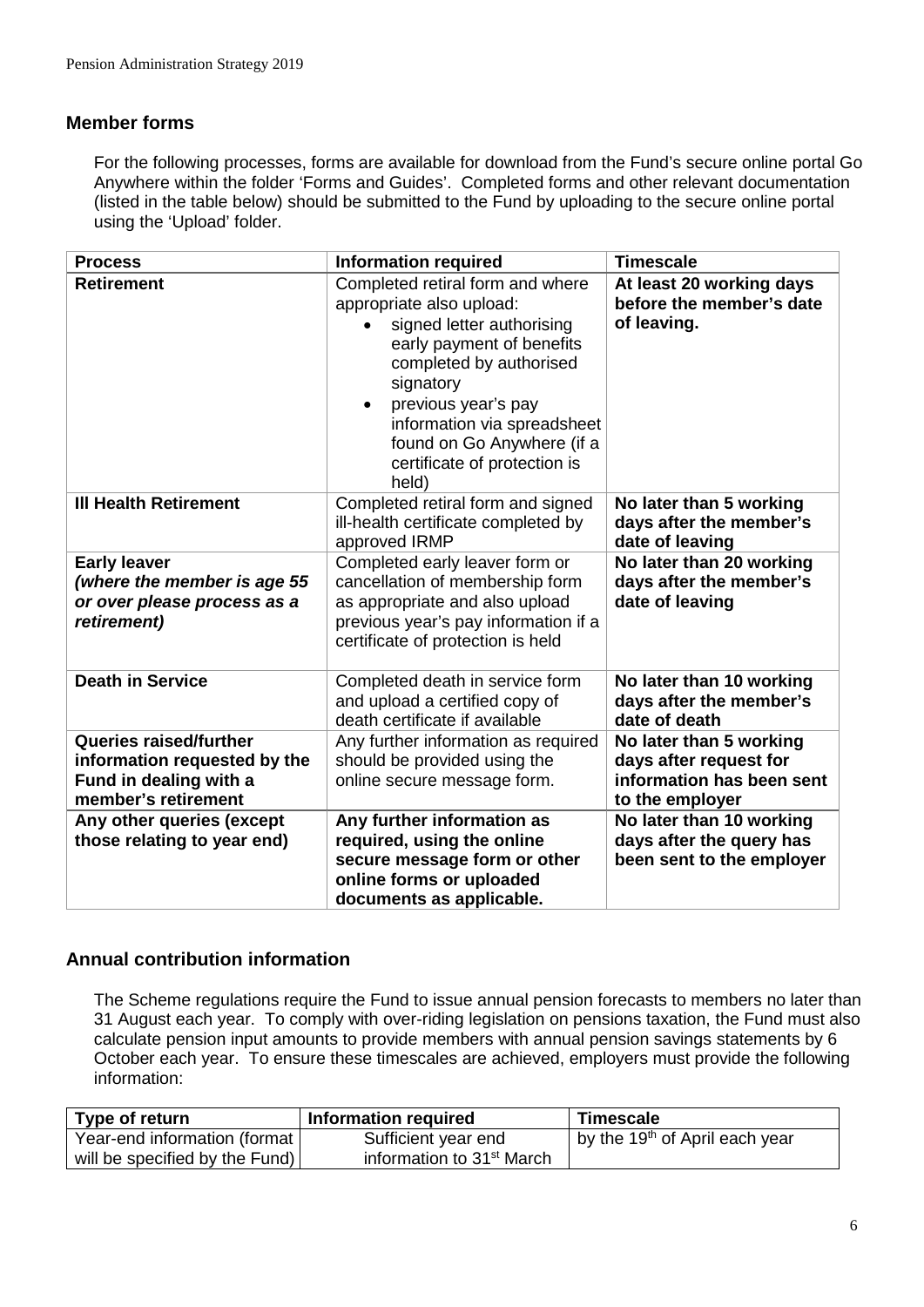## Member forms

For the following processes, forms are available for download from the Fund's secure online portal Go Anywhere within the folder 'Forms and Guides'. Completed forms and other relevant documentation (listed in the table below) should be submitted to the Fund by uploading to the secure online portal using the 'Upload' folder.

| Process | Information required | Timescale |
|---|---|---|
| **Retirement** | Completed retiral form and where appropriate also upload:<br>• signed letter authorising early payment of benefits completed by authorised signatory<br>• previous year's pay information via spreadsheet found on Go Anywhere (if a certificate of protection is held) | **At least 20 working days before the member's date of leaving.** |
| **Ill Health Retirement** | Completed retiral form and signed ill-health certificate completed by approved IRMP | **No later than 5 working days after the member's date of leaving** |
| **Early leaver** ***(where the member is age 55 or over please process as a retirement)*** | Completed early leaver form or cancellation of membership form as appropriate and also upload previous year's pay information if a certificate of protection is held | **No later than 20 working days after the member's date of leaving** |
| **Death in Service** | Completed death in service form and upload a certified copy of death certificate if available | **No later than 10 working days after the member's date of death** |
| **Queries raised/further information requested by the Fund in dealing with a member's retirement** | Any further information as required should be provided using the online secure message form. | **No later than 5 working days after request for information has been sent to the employer** |
| **Any other queries (except those relating to year end)** | **Any further information as required, using the online secure message form or other online forms or uploaded documents as applicable.** | **No later than 10 working days after the query has been sent to the employer** |

## Annual contribution information

The Scheme regulations require the Fund to issue annual pension forecasts to members no later than 31 August each year. To comply with over-riding legislation on pensions taxation, the Fund must also calculate pension input amounts to provide members with annual pension savings statements by 6 October each year. To ensure these timescales are achieved, employers must provide the following information:

| Type of return | Information required | Timescale |
|---|---|---|
| Year-end information (format will be specified by the Fund) | Sufficient year end information to 31st March | by the 19th of April each year |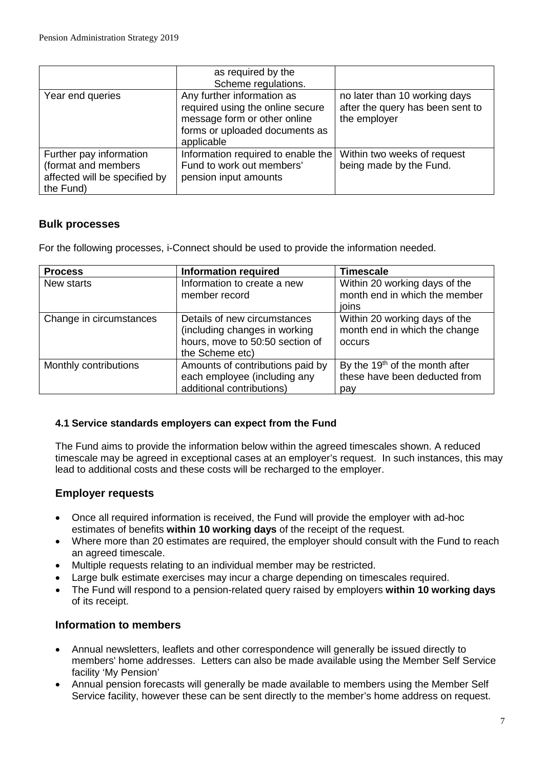| | | |
|---|---|---|
| | as required by the Scheme regulations. | |
| Year end queries | Any further information as required using the online secure message form or other online forms or uploaded documents as applicable | no later than 10 working days after the query has been sent to the employer |
| Further pay information (format and members affected will be specified by the Fund) | Information required to enable the Fund to work out members' pension input amounts | Within two weeks of request being made by the Fund. |

## Bulk processes

For the following processes, i-Connect should be used to provide the information needed.

| Process | Information required | Timescale |
|---|---|---|
| New starts | Information to create a new member record | Within 20 working days of the month end in which the member joins |
| Change in circumstances | Details of new circumstances (including changes in working hours, move to 50:50 section of the Scheme etc) | Within 20 working days of the month end in which the change occurs |
| Monthly contributions | Amounts of contributions paid by each employee (including any additional contributions) | By the 19th of the month after these have been deducted from pay |

### 4.1 Service standards employers can expect from the Fund

The Fund aims to provide the information below within the agreed timescales shown. A reduced timescale may be agreed in exceptional cases at an employer's request. In such instances, this may lead to additional costs and these costs will be recharged to the employer.

## Employer requests

- Once all required information is received, the Fund will provide the employer with ad-hoc estimates of benefits **within 10 working days** of the receipt of the request.
- Where more than 20 estimates are required, the employer should consult with the Fund to reach an agreed timescale.
- Multiple requests relating to an individual member may be restricted.
- Large bulk estimate exercises may incur a charge depending on timescales required.
- The Fund will respond to a pension-related query raised by employers **within 10 working days** of its receipt.

## Information to members

- Annual newsletters, leaflets and other correspondence will generally be issued directly to members' home addresses. Letters can also be made available using the Member Self Service facility 'My Pension'
- Annual pension forecasts will generally be made available to members using the Member Self Service facility, however these can be sent directly to the member's home address on request.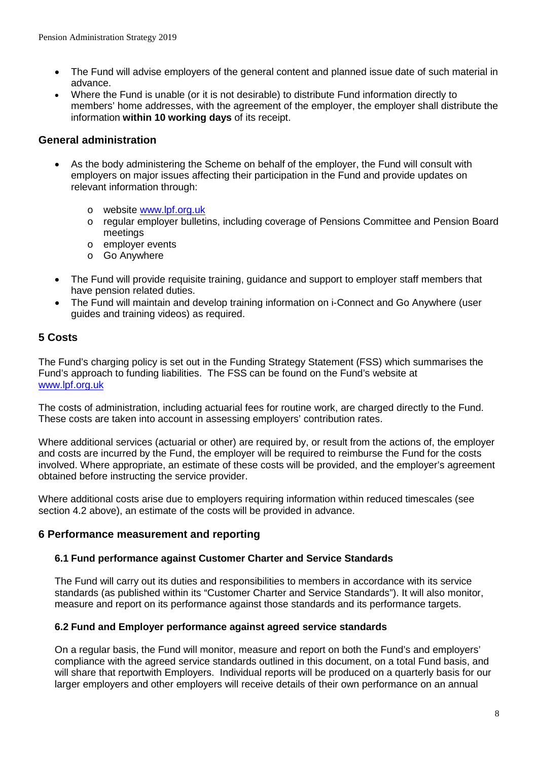- The Fund will advise employers of the general content and planned issue date of such material in advance.
- Where the Fund is unable (or it is not desirable) to distribute Fund information directly to members' home addresses, with the agreement of the employer, the employer shall distribute the information **within 10 working days** of its receipt.

### General administration

- As the body administering the Scheme on behalf of the employer, the Fund will consult with employers on major issues affecting their participation in the Fund and provide updates on relevant information through:
    - website [www.lpf.org.uk](www.lpf.org.uk)
    - regular employer bulletins, including coverage of Pensions Committee and Pension Board meetings
    - employer events
    - Go Anywhere
- The Fund will provide requisite training, guidance and support to employer staff members that have pension related duties.
- The Fund will maintain and develop training information on i-Connect and Go Anywhere (user guides and training videos) as required.

## 5 Costs

The Fund's charging policy is set out in the Funding Strategy Statement (FSS) which summarises the Fund's approach to funding liabilities. The FSS can be found on the Fund's website at [www.lpf.org.uk](www.lpf.org.uk)

The costs of administration, including actuarial fees for routine work, are charged directly to the Fund. These costs are taken into account in assessing employers' contribution rates.

Where additional services (actuarial or other) are required by, or result from the actions of, the employer and costs are incurred by the Fund, the employer will be required to reimburse the Fund for the costs involved. Where appropriate, an estimate of these costs will be provided, and the employer's agreement obtained before instructing the service provider.

Where additional costs arise due to employers requiring information within reduced timescales (see section 4.2 above), an estimate of the costs will be provided in advance.

## 6 Performance measurement and reporting

### 6.1 Fund performance against Customer Charter and Service Standards

The Fund will carry out its duties and responsibilities to members in accordance with its service standards (as published within its "Customer Charter and Service Standards"). It will also monitor, measure and report on its performance against those standards and its performance targets.

### 6.2 Fund and Employer performance against agreed service standards

On a regular basis, the Fund will monitor, measure and report on both the Fund's and employers' compliance with the agreed service standards outlined in this document, on a total Fund basis, and will share that reportwith Employers. Individual reports will be produced on a quarterly basis for our larger employers and other employers will receive details of their own performance on an annual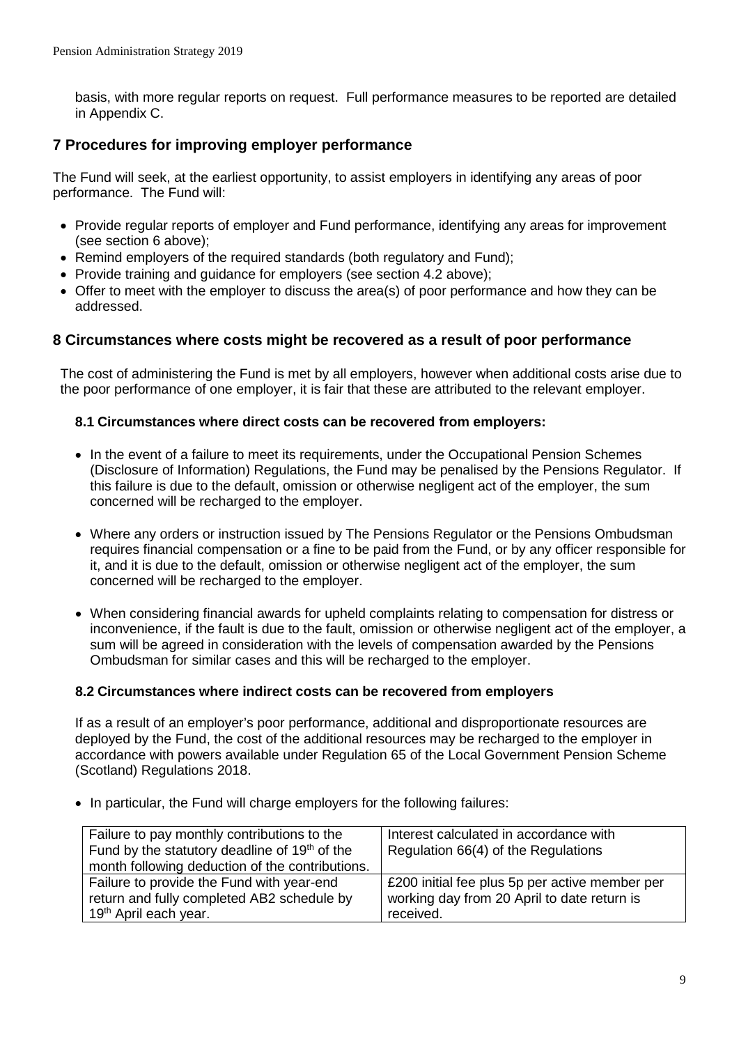basis, with more regular reports on request. Full performance measures to be reported are detailed in Appendix C.

## 7 Procedures for improving employer performance

The Fund will seek, at the earliest opportunity, to assist employers in identifying any areas of poor performance. The Fund will:

- Provide regular reports of employer and Fund performance, identifying any areas for improvement (see section 6 above);
- Remind employers of the required standards (both regulatory and Fund);
- Provide training and guidance for employers (see section 4.2 above);
- Offer to meet with the employer to discuss the area(s) of poor performance and how they can be addressed.

## 8 Circumstances where costs might be recovered as a result of poor performance

The cost of administering the Fund is met by all employers, however when additional costs arise due to the poor performance of one employer, it is fair that these are attributed to the relevant employer.

### 8.1 Circumstances where direct costs can be recovered from employers:

- In the event of a failure to meet its requirements, under the Occupational Pension Schemes (Disclosure of Information) Regulations, the Fund may be penalised by the Pensions Regulator. If this failure is due to the default, omission or otherwise negligent act of the employer, the sum concerned will be recharged to the employer.

- Where any orders or instruction issued by The Pensions Regulator or the Pensions Ombudsman requires financial compensation or a fine to be paid from the Fund, or by any officer responsible for it, and it is due to the default, omission or otherwise negligent act of the employer, the sum concerned will be recharged to the employer.

- When considering financial awards for upheld complaints relating to compensation for distress or inconvenience, if the fault is due to the fault, omission or otherwise negligent act of the employer, a sum will be agreed in consideration with the levels of compensation awarded by the Pensions Ombudsman for similar cases and this will be recharged to the employer.

### 8.2 Circumstances where indirect costs can be recovered from employers

If as a result of an employer's poor performance, additional and disproportionate resources are deployed by the Fund, the cost of the additional resources may be recharged to the employer in accordance with powers available under Regulation 65 of the Local Government Pension Scheme (Scotland) Regulations 2018.

- In particular, the Fund will charge employers for the following failures:

| Failure | Charge |
|---|---|
| Failure to pay monthly contributions to the Fund by the statutory deadline of 19th of the month following deduction of the contributions. | Interest calculated in accordance with Regulation 66(4) of the Regulations |
| Failure to provide the Fund with year-end return and fully completed AB2 schedule by 19th April each year. | £200 initial fee plus 5p per active member per working day from 20 April to date return is received. |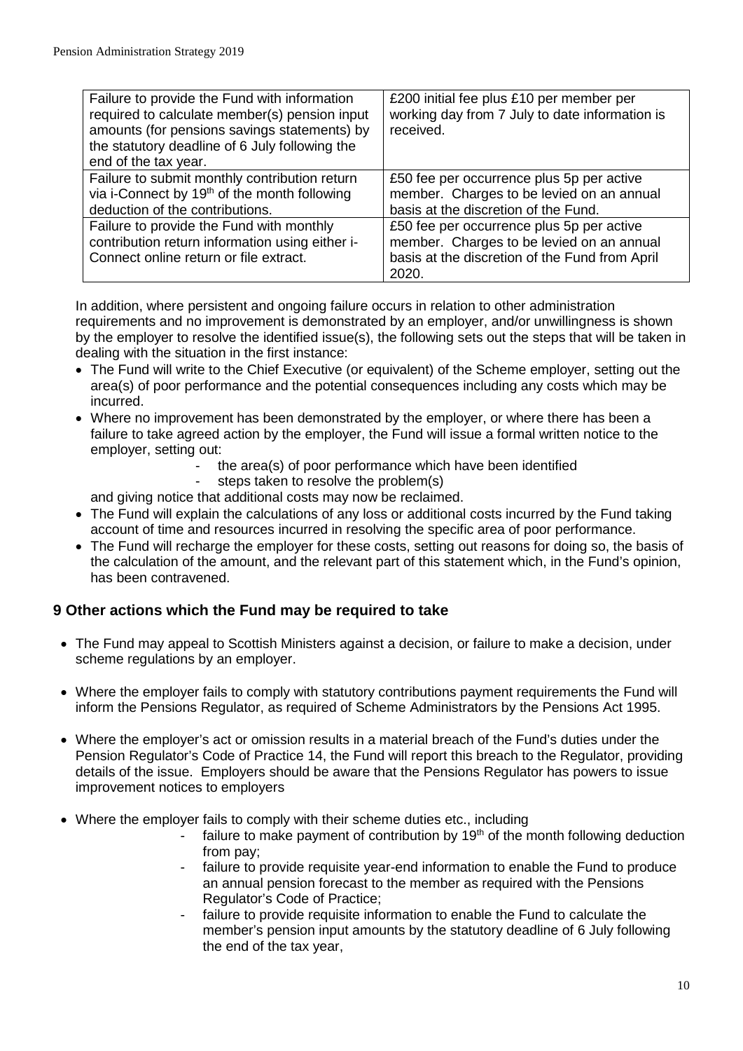| Failure to provide the Fund with information required to calculate member(s) pension input amounts (for pensions savings statements) by the statutory deadline of 6 July following the end of the tax year. | £200 initial fee plus £10 per member per working day from 7 July to date information is received. |
|---|---|
| Failure to submit monthly contribution return via i-Connect by 19th of the month following deduction of the contributions. | £50 fee per occurrence plus 5p per active member. Charges to be levied on an annual basis at the discretion of the Fund. |
| Failure to provide the Fund with monthly contribution return information using either i-Connect online return or file extract. | £50 fee per occurrence plus 5p per active member. Charges to be levied on an annual basis at the discretion of the Fund from April 2020. |

In addition, where persistent and ongoing failure occurs in relation to other administration requirements and no improvement is demonstrated by an employer, and/or unwillingness is shown by the employer to resolve the identified issue(s), the following sets out the steps that will be taken in dealing with the situation in the first instance:

- The Fund will write to the Chief Executive (or equivalent) of the Scheme employer, setting out the area(s) of poor performance and the potential consequences including any costs which may be incurred.
- Where no improvement has been demonstrated by the employer, or where there has been a failure to take agreed action by the employer, the Fund will issue a formal written notice to the employer, setting out:
    - the area(s) of poor performance which have been identified
    - steps taken to resolve the problem(s)

  and giving notice that additional costs may now be reclaimed.
- The Fund will explain the calculations of any loss or additional costs incurred by the Fund taking account of time and resources incurred in resolving the specific area of poor performance.
- The Fund will recharge the employer for these costs, setting out reasons for doing so, the basis of the calculation of the amount, and the relevant part of this statement which, in the Fund's opinion, has been contravened.

## 9 Other actions which the Fund may be required to take

- The Fund may appeal to Scottish Ministers against a decision, or failure to make a decision, under scheme regulations by an employer.
- Where the employer fails to comply with statutory contributions payment requirements the Fund will inform the Pensions Regulator, as required of Scheme Administrators by the Pensions Act 1995.
- Where the employer's act or omission results in a material breach of the Fund's duties under the Pension Regulator's Code of Practice 14, the Fund will report this breach to the Regulator, providing details of the issue. Employers should be aware that the Pensions Regulator has powers to issue improvement notices to employers
- Where the employer fails to comply with their scheme duties etc., including
    - failure to make payment of contribution by 19th of the month following deduction from pay;
    - failure to provide requisite year-end information to enable the Fund to produce an annual pension forecast to the member as required with the Pensions Regulator's Code of Practice;
    - failure to provide requisite information to enable the Fund to calculate the member's pension input amounts by the statutory deadline of 6 July following the end of the tax year,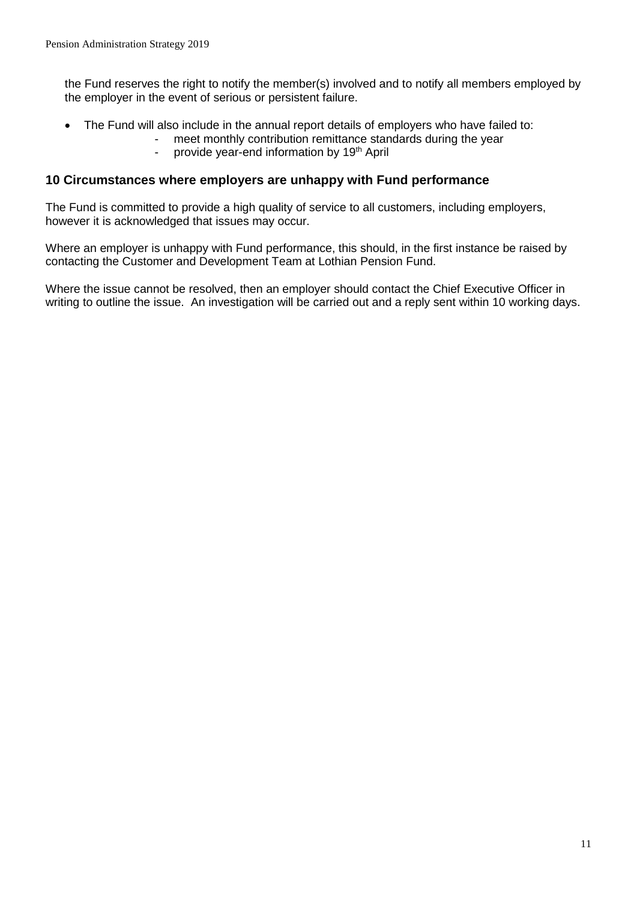the Fund reserves the right to notify the member(s) involved and to notify all members employed by the employer in the event of serious or persistent failure.

- The Fund will also include in the annual report details of employers who have failed to:
  - meet monthly contribution remittance standards during the year
  - provide year-end information by 19th April

## 10 Circumstances where employers are unhappy with Fund performance

The Fund is committed to provide a high quality of service to all customers, including employers, however it is acknowledged that issues may occur.

Where an employer is unhappy with Fund performance, this should, in the first instance be raised by contacting the Customer and Development Team at Lothian Pension Fund.

Where the issue cannot be resolved, then an employer should contact the Chief Executive Officer in writing to outline the issue. An investigation will be carried out and a reply sent within 10 working days.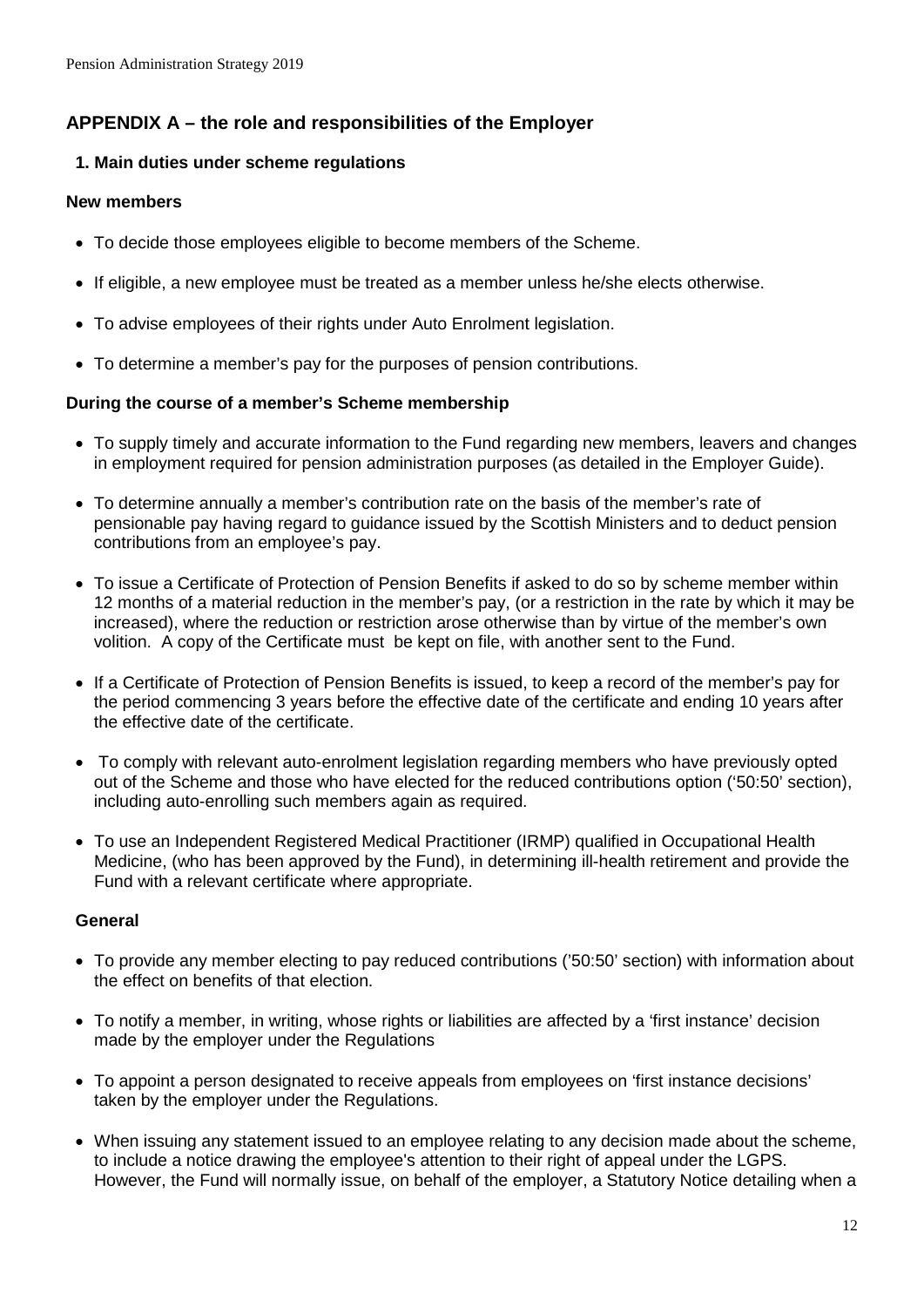## APPENDIX A – the role and responsibilities of the Employer

### 1. Main duties under scheme regulations

**New members**

- To decide those employees eligible to become members of the Scheme.
- If eligible, a new employee must be treated as a member unless he/she elects otherwise.
- To advise employees of their rights under Auto Enrolment legislation.
- To determine a member's pay for the purposes of pension contributions.

**During the course of a member's Scheme membership**

- To supply timely and accurate information to the Fund regarding new members, leavers and changes in employment required for pension administration purposes (as detailed in the Employer Guide).
- To determine annually a member's contribution rate on the basis of the member's rate of pensionable pay having regard to guidance issued by the Scottish Ministers and to deduct pension contributions from an employee's pay.
- To issue a Certificate of Protection of Pension Benefits if asked to do so by scheme member within 12 months of a material reduction in the member's pay, (or a restriction in the rate by which it may be increased), where the reduction or restriction arose otherwise than by virtue of the member's own volition. A copy of the Certificate must be kept on file, with another sent to the Fund.
- If a Certificate of Protection of Pension Benefits is issued, to keep a record of the member's pay for the period commencing 3 years before the effective date of the certificate and ending 10 years after the effective date of the certificate.
- To comply with relevant auto-enrolment legislation regarding members who have previously opted out of the Scheme and those who have elected for the reduced contributions option ('50:50' section), including auto-enrolling such members again as required.
- To use an Independent Registered Medical Practitioner (IRMP) qualified in Occupational Health Medicine, (who has been approved by the Fund), in determining ill-health retirement and provide the Fund with a relevant certificate where appropriate.

**General**

- To provide any member electing to pay reduced contributions ('50:50' section) with information about the effect on benefits of that election.
- To notify a member, in writing, whose rights or liabilities are affected by a 'first instance' decision made by the employer under the Regulations
- To appoint a person designated to receive appeals from employees on 'first instance decisions' taken by the employer under the Regulations.
- When issuing any statement issued to an employee relating to any decision made about the scheme, to include a notice drawing the employee's attention to their right of appeal under the LGPS. However, the Fund will normally issue, on behalf of the employer, a Statutory Notice detailing when a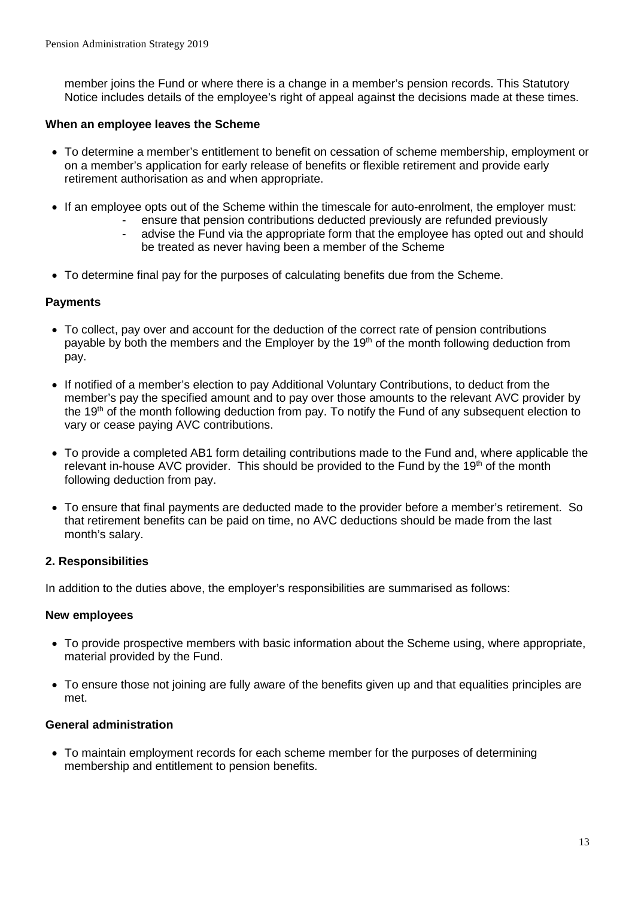member joins the Fund or where there is a change in a member's pension records. This Statutory Notice includes details of the employee's right of appeal against the decisions made at these times.

**When an employee leaves the Scheme**

- To determine a member's entitlement to benefit on cessation of scheme membership, employment or on a member's application for early release of benefits or flexible retirement and provide early retirement authorisation as and when appropriate.

- If an employee opts out of the Scheme within the timescale for auto-enrolment, the employer must:
  - ensure that pension contributions deducted previously are refunded previously
  - advise the Fund via the appropriate form that the employee has opted out and should be treated as never having been a member of the Scheme

- To determine final pay for the purposes of calculating benefits due from the Scheme.

**Payments**

- To collect, pay over and account for the deduction of the correct rate of pension contributions payable by both the members and the Employer by the 19th of the month following deduction from pay.

- If notified of a member's election to pay Additional Voluntary Contributions, to deduct from the member's pay the specified amount and to pay over those amounts to the relevant AVC provider by the 19th of the month following deduction from pay. To notify the Fund of any subsequent election to vary or cease paying AVC contributions.

- To provide a completed AB1 form detailing contributions made to the Fund and, where applicable the relevant in-house AVC provider. This should be provided to the Fund by the 19th of the month following deduction from pay.

- To ensure that final payments are deducted made to the provider before a member's retirement. So that retirement benefits can be paid on time, no AVC deductions should be made from the last month's salary.

## 2. Responsibilities

In addition to the duties above, the employer's responsibilities are summarised as follows:

**New employees**

- To provide prospective members with basic information about the Scheme using, where appropriate, material provided by the Fund.

- To ensure those not joining are fully aware of the benefits given up and that equalities principles are met.

**General administration**

- To maintain employment records for each scheme member for the purposes of determining membership and entitlement to pension benefits.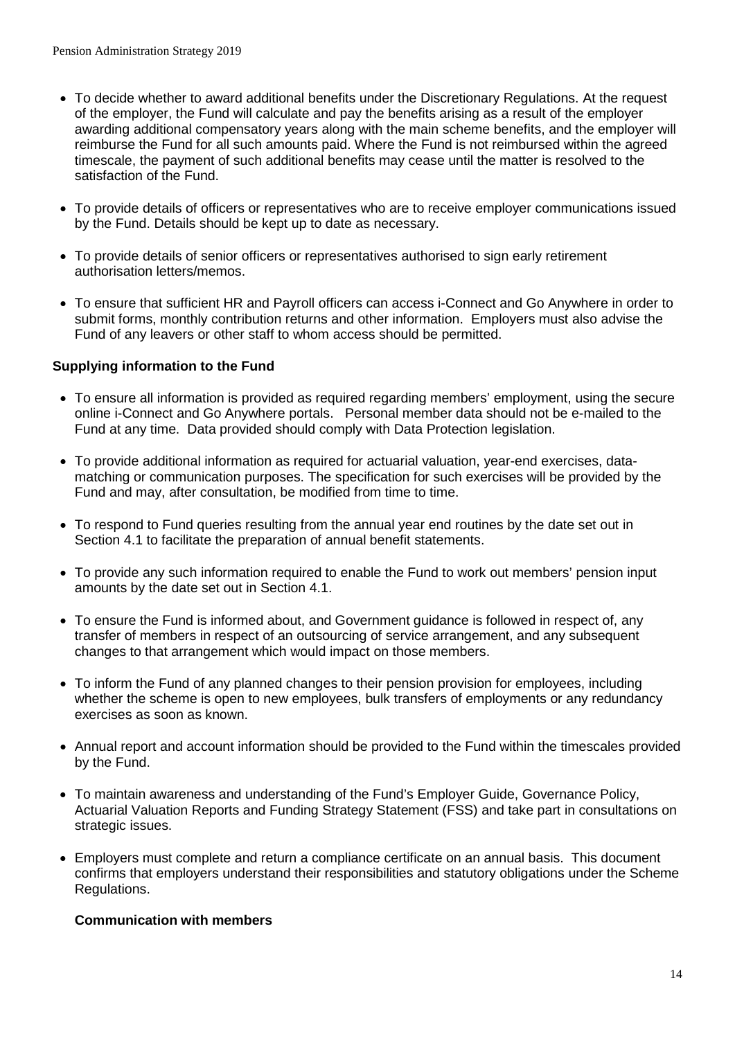- To decide whether to award additional benefits under the Discretionary Regulations. At the request of the employer, the Fund will calculate and pay the benefits arising as a result of the employer awarding additional compensatory years along with the main scheme benefits, and the employer will reimburse the Fund for all such amounts paid. Where the Fund is not reimbursed within the agreed timescale, the payment of such additional benefits may cease until the matter is resolved to the satisfaction of the Fund.
- To provide details of officers or representatives who are to receive employer communications issued by the Fund. Details should be kept up to date as necessary.
- To provide details of senior officers or representatives authorised to sign early retirement authorisation letters/memos.
- To ensure that sufficient HR and Payroll officers can access i-Connect and Go Anywhere in order to submit forms, monthly contribution returns and other information. Employers must also advise the Fund of any leavers or other staff to whom access should be permitted.

**Supplying information to the Fund**

- To ensure all information is provided as required regarding members' employment, using the secure online i-Connect and Go Anywhere portals. Personal member data should not be e-mailed to the Fund at any time. Data provided should comply with Data Protection legislation.
- To provide additional information as required for actuarial valuation, year-end exercises, data-matching or communication purposes. The specification for such exercises will be provided by the Fund and may, after consultation, be modified from time to time.
- To respond to Fund queries resulting from the annual year end routines by the date set out in Section 4.1 to facilitate the preparation of annual benefit statements.
- To provide any such information required to enable the Fund to work out members' pension input amounts by the date set out in Section 4.1.
- To ensure the Fund is informed about, and Government guidance is followed in respect of, any transfer of members in respect of an outsourcing of service arrangement, and any subsequent changes to that arrangement which would impact on those members.
- To inform the Fund of any planned changes to their pension provision for employees, including whether the scheme is open to new employees, bulk transfers of employments or any redundancy exercises as soon as known.
- Annual report and account information should be provided to the Fund within the timescales provided by the Fund.
- To maintain awareness and understanding of the Fund's Employer Guide, Governance Policy, Actuarial Valuation Reports and Funding Strategy Statement (FSS) and take part in consultations on strategic issues.
- Employers must complete and return a compliance certificate on an annual basis. This document confirms that employers understand their responsibilities and statutory obligations under the Scheme Regulations.

**Communication with members**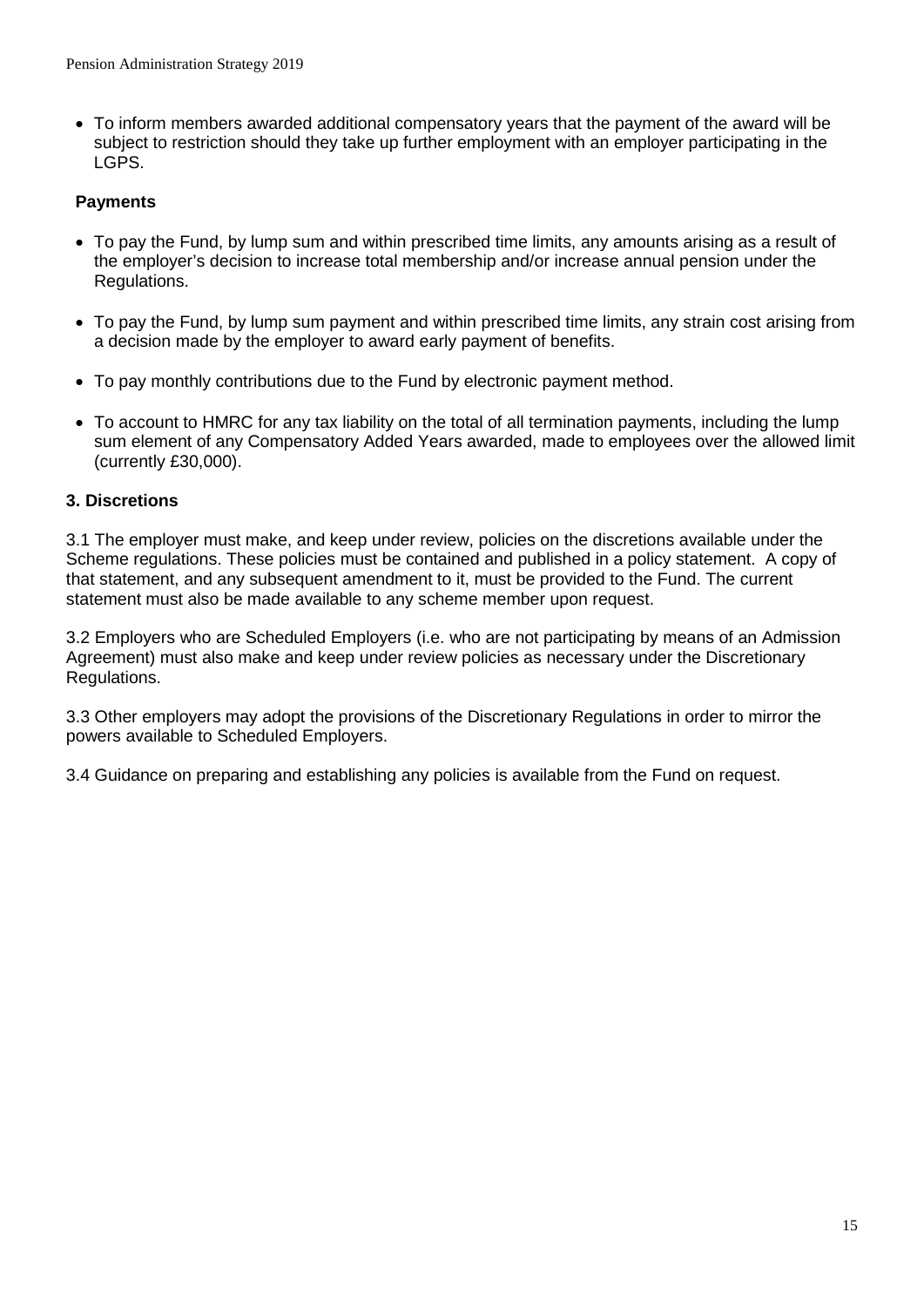- To inform members awarded additional compensatory years that the payment of the award will be subject to restriction should they take up further employment with an employer participating in the LGPS.

**Payments**

- To pay the Fund, by lump sum and within prescribed time limits, any amounts arising as a result of the employer's decision to increase total membership and/or increase annual pension under the Regulations.
- To pay the Fund, by lump sum payment and within prescribed time limits, any strain cost arising from a decision made by the employer to award early payment of benefits.
- To pay monthly contributions due to the Fund by electronic payment method.
- To account to HMRC for any tax liability on the total of all termination payments, including the lump sum element of any Compensatory Added Years awarded, made to employees over the allowed limit (currently £30,000).

### 3. Discretions

3.1 The employer must make, and keep under review, policies on the discretions available under the Scheme regulations. These policies must be contained and published in a policy statement. A copy of that statement, and any subsequent amendment to it, must be provided to the Fund. The current statement must also be made available to any scheme member upon request.

3.2 Employers who are Scheduled Employers (i.e. who are not participating by means of an Admission Agreement) must also make and keep under review policies as necessary under the Discretionary Regulations.

3.3 Other employers may adopt the provisions of the Discretionary Regulations in order to mirror the powers available to Scheduled Employers.

3.4 Guidance on preparing and establishing any policies is available from the Fund on request.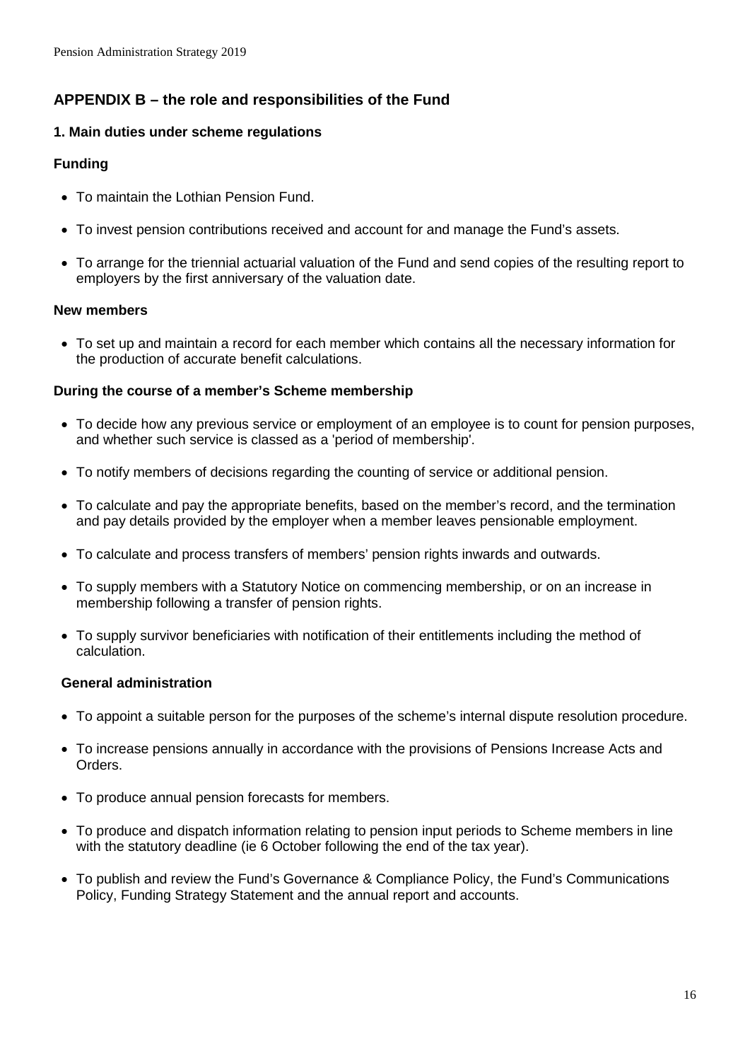## APPENDIX B – the role and responsibilities of the Fund

### 1. Main duties under scheme regulations

### Funding

- To maintain the Lothian Pension Fund.
- To invest pension contributions received and account for and manage the Fund's assets.
- To arrange for the triennial actuarial valuation of the Fund and send copies of the resulting report to employers by the first anniversary of the valuation date.

### New members

- To set up and maintain a record for each member which contains all the necessary information for the production of accurate benefit calculations.

### During the course of a member's Scheme membership

- To decide how any previous service or employment of an employee is to count for pension purposes, and whether such service is classed as a 'period of membership'.
- To notify members of decisions regarding the counting of service or additional pension.
- To calculate and pay the appropriate benefits, based on the member's record, and the termination and pay details provided by the employer when a member leaves pensionable employment.
- To calculate and process transfers of members' pension rights inwards and outwards.
- To supply members with a Statutory Notice on commencing membership, or on an increase in membership following a transfer of pension rights.
- To supply survivor beneficiaries with notification of their entitlements including the method of calculation.

### General administration

- To appoint a suitable person for the purposes of the scheme's internal dispute resolution procedure.
- To increase pensions annually in accordance with the provisions of Pensions Increase Acts and Orders.
- To produce annual pension forecasts for members.
- To produce and dispatch information relating to pension input periods to Scheme members in line with the statutory deadline (ie 6 October following the end of the tax year).
- To publish and review the Fund's Governance & Compliance Policy, the Fund's Communications Policy, Funding Strategy Statement and the annual report and accounts.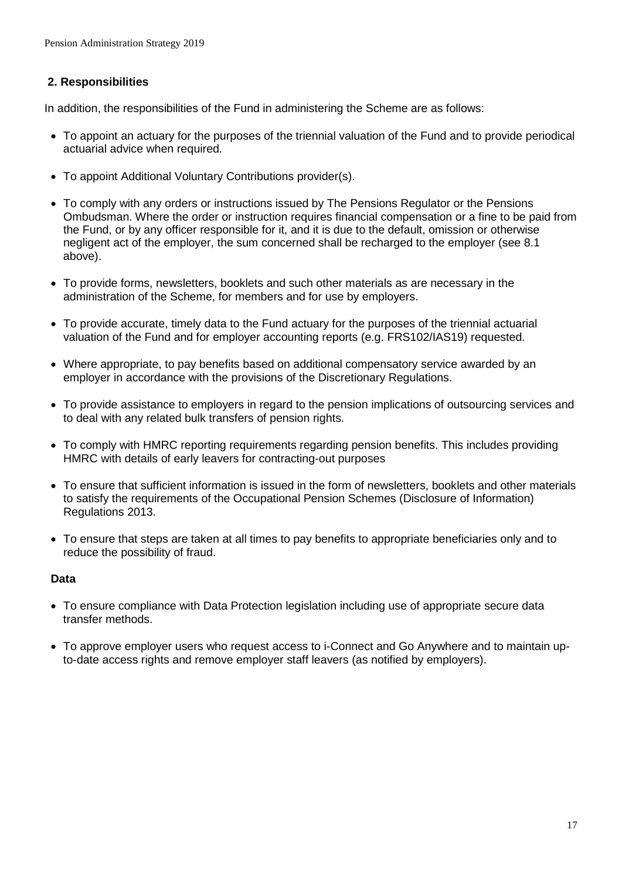## 2. Responsibilities

In addition, the responsibilities of the Fund in administering the Scheme are as follows:

- To appoint an actuary for the purposes of the triennial valuation of the Fund and to provide periodical actuarial advice when required.
- To appoint Additional Voluntary Contributions provider(s).
- To comply with any orders or instructions issued by The Pensions Regulator or the Pensions Ombudsman. Where the order or instruction requires financial compensation or a fine to be paid from the Fund, or by any officer responsible for it, and it is due to the default, omission or otherwise negligent act of the employer, the sum concerned shall be recharged to the employer (see 8.1 above).
- To provide forms, newsletters, booklets and such other materials as are necessary in the administration of the Scheme, for members and for use by employers.
- To provide accurate, timely data to the Fund actuary for the purposes of the triennial actuarial valuation of the Fund and for employer accounting reports (e.g. FRS102/IAS19) requested.
- Where appropriate, to pay benefits based on additional compensatory service awarded by an employer in accordance with the provisions of the Discretionary Regulations.
- To provide assistance to employers in regard to the pension implications of outsourcing services and to deal with any related bulk transfers of pension rights.
- To comply with HMRC reporting requirements regarding pension benefits. This includes providing HMRC with details of early leavers for contracting-out purposes
- To ensure that sufficient information is issued in the form of newsletters, booklets and other materials to satisfy the requirements of the Occupational Pension Schemes (Disclosure of Information) Regulations 2013.
- To ensure that steps are taken at all times to pay benefits to appropriate beneficiaries only and to reduce the possibility of fraud.

**Data**

- To ensure compliance with Data Protection legislation including use of appropriate secure data transfer methods.
- To approve employer users who request access to i-Connect and Go Anywhere and to maintain up-to-date access rights and remove employer staff leavers (as notified by employers).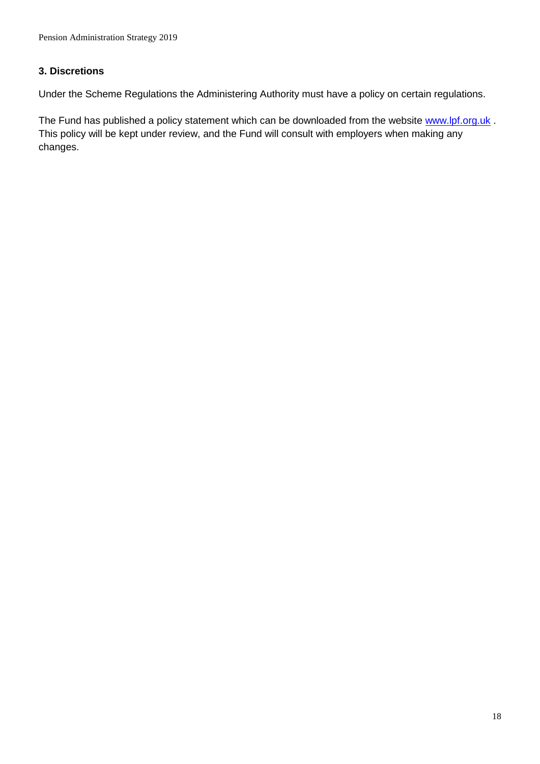### 3. Discretions

Under the Scheme Regulations the Administering Authority must have a policy on certain regulations.

The Fund has published a policy statement which can be downloaded from the website [www.lpf.org.uk](http://www.lpf.org.uk) . This policy will be kept under review, and the Fund will consult with employers when making any changes.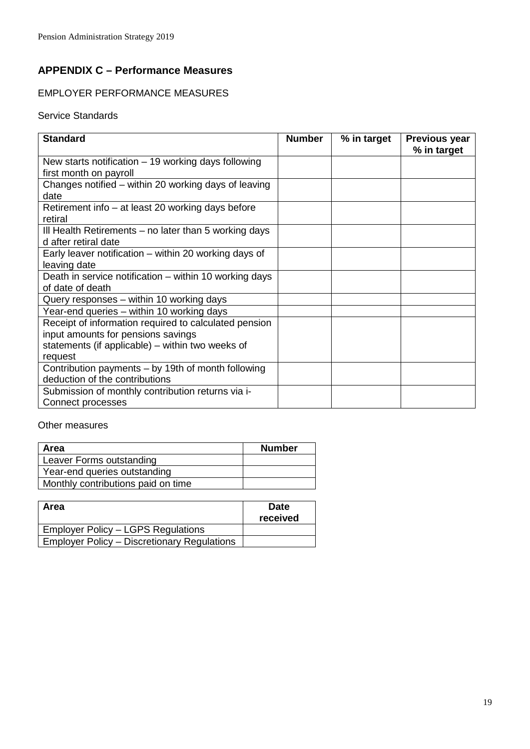## APPENDIX C – Performance Measures

EMPLOYER PERFORMANCE MEASURES

Service Standards

| Standard | Number | % in target | Previous year % in target |
|---|---|---|---|
| New starts notification – 19 working days following first month on payroll | | | |
| Changes notified – within 20 working days of leaving date | | | |
| Retirement info – at least 20 working days before retiral | | | |
| Ill Health Retirements – no later than 5 working days d after retiral date | | | |
| Early leaver notification – within 20 working days of leaving date | | | |
| Death in service notification – within 10 working days of date of death | | | |
| Query responses – within 10 working days | | | |
| Year-end queries – within 10 working days | | | |
| Receipt of information required to calculated pension input amounts for pensions savings statements (if applicable) – within two weeks of request | | | |
| Contribution payments – by 19th of month following deduction of the contributions | | | |
| Submission of monthly contribution returns via i-Connect processes | | | |

Other measures

| Area | Number |
|---|---|
| Leaver Forms outstanding | |
| Year-end queries outstanding | |
| Monthly contributions paid on time | |

| Area | Date received |
|---|---|
| Employer Policy – LGPS Regulations | |
| Employer Policy – Discretionary Regulations | |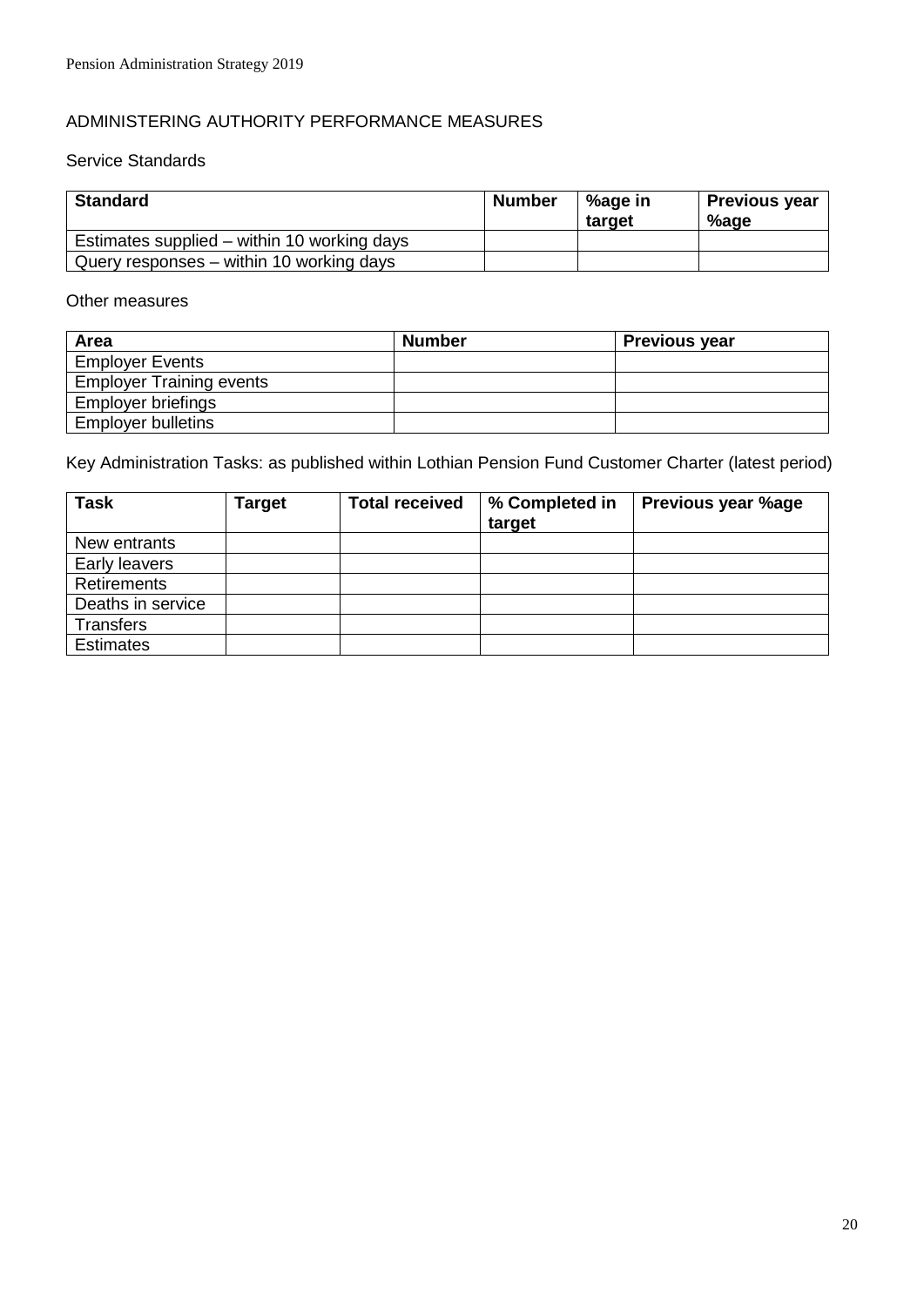## ADMINISTERING AUTHORITY PERFORMANCE MEASURES

### Service Standards

| **Standard** | **Number** | **%age in target** | **Previous year %age** |
|---|---|---|---|
| Estimates supplied – within 10 working days | | | |
| Query responses – within 10 working days | | | |

### Other measures

| **Area** | **Number** | **Previous year** |
|---|---|---|
| Employer Events | | |
| Employer Training events | | |
| Employer briefings | | |
| Employer bulletins | | |

Key Administration Tasks: as published within Lothian Pension Fund Customer Charter (latest period)

| **Task** | **Target** | **Total received** | **% Completed in target** | **Previous year %age** |
|---|---|---|---|---|
| New entrants | | | | |
| Early leavers | | | | |
| Retirements | | | | |
| Deaths in service | | | | |
| Transfers | | | | |
| Estimates | | | | |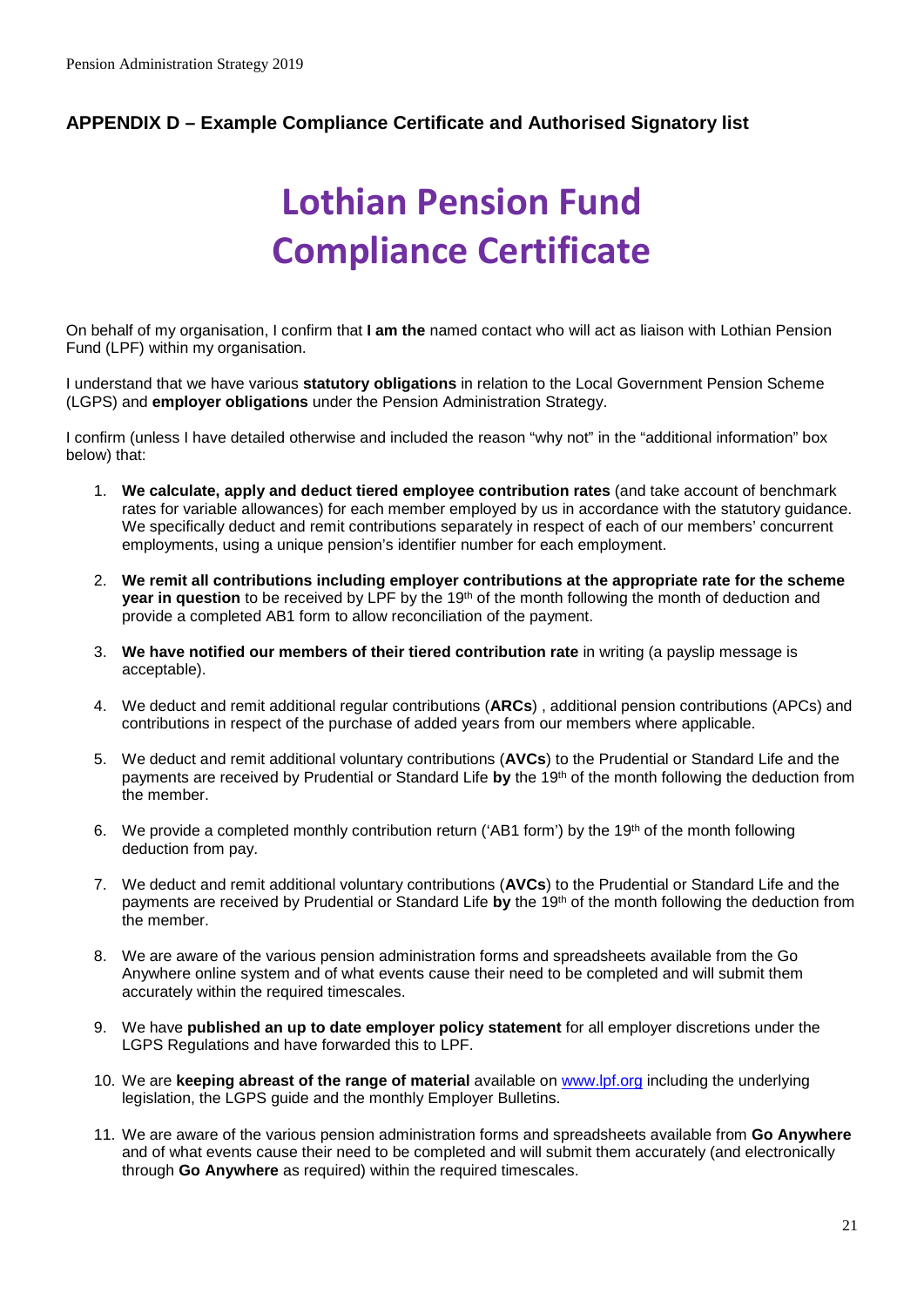## APPENDIX D – Example Compliance Certificate and Authorised Signatory list

# Lothian Pension Fund Compliance Certificate

On behalf of my organisation, I confirm that **I am the** named contact who will act as liaison with Lothian Pension Fund (LPF) within my organisation.

I understand that we have various **statutory obligations** in relation to the Local Government Pension Scheme (LGPS) and **employer obligations** under the Pension Administration Strategy.

I confirm (unless I have detailed otherwise and included the reason "why not" in the "additional information" box below) that:

1. **We calculate, apply and deduct tiered employee contribution rates** (and take account of benchmark rates for variable allowances) for each member employed by us in accordance with the statutory guidance. We specifically deduct and remit contributions separately in respect of each of our members' concurrent employments, using a unique pension's identifier number for each employment.
2. **We remit all contributions including employer contributions at the appropriate rate for the scheme year in question** to be received by LPF by the 19th of the month following the month of deduction and provide a completed AB1 form to allow reconciliation of the payment.
3. **We have notified our members of their tiered contribution rate** in writing (a payslip message is acceptable).
4. We deduct and remit additional regular contributions (**ARCs**) , additional pension contributions (APCs) and contributions in respect of the purchase of added years from our members where applicable.
5. We deduct and remit additional voluntary contributions (**AVCs**) to the Prudential or Standard Life and the payments are received by Prudential or Standard Life **by** the 19th of the month following the deduction from the member.
6. We provide a completed monthly contribution return ('AB1 form') by the 19th of the month following deduction from pay.
7. We deduct and remit additional voluntary contributions (**AVCs**) to the Prudential or Standard Life and the payments are received by Prudential or Standard Life **by** the 19th of the month following the deduction from the member.
8. We are aware of the various pension administration forms and spreadsheets available from the Go Anywhere online system and of what events cause their need to be completed and will submit them accurately within the required timescales.
9. We have **published an up to date employer policy statement** for all employer discretions under the LGPS Regulations and have forwarded this to LPF.
10. We are **keeping abreast of the range of material** available on [www.lpf.org](www.lpf.org) including the underlying legislation, the LGPS guide and the monthly Employer Bulletins.
11. We are aware of the various pension administration forms and spreadsheets available from **Go Anywhere** and of what events cause their need to be completed and will submit them accurately (and electronically through **Go Anywhere** as required) within the required timescales.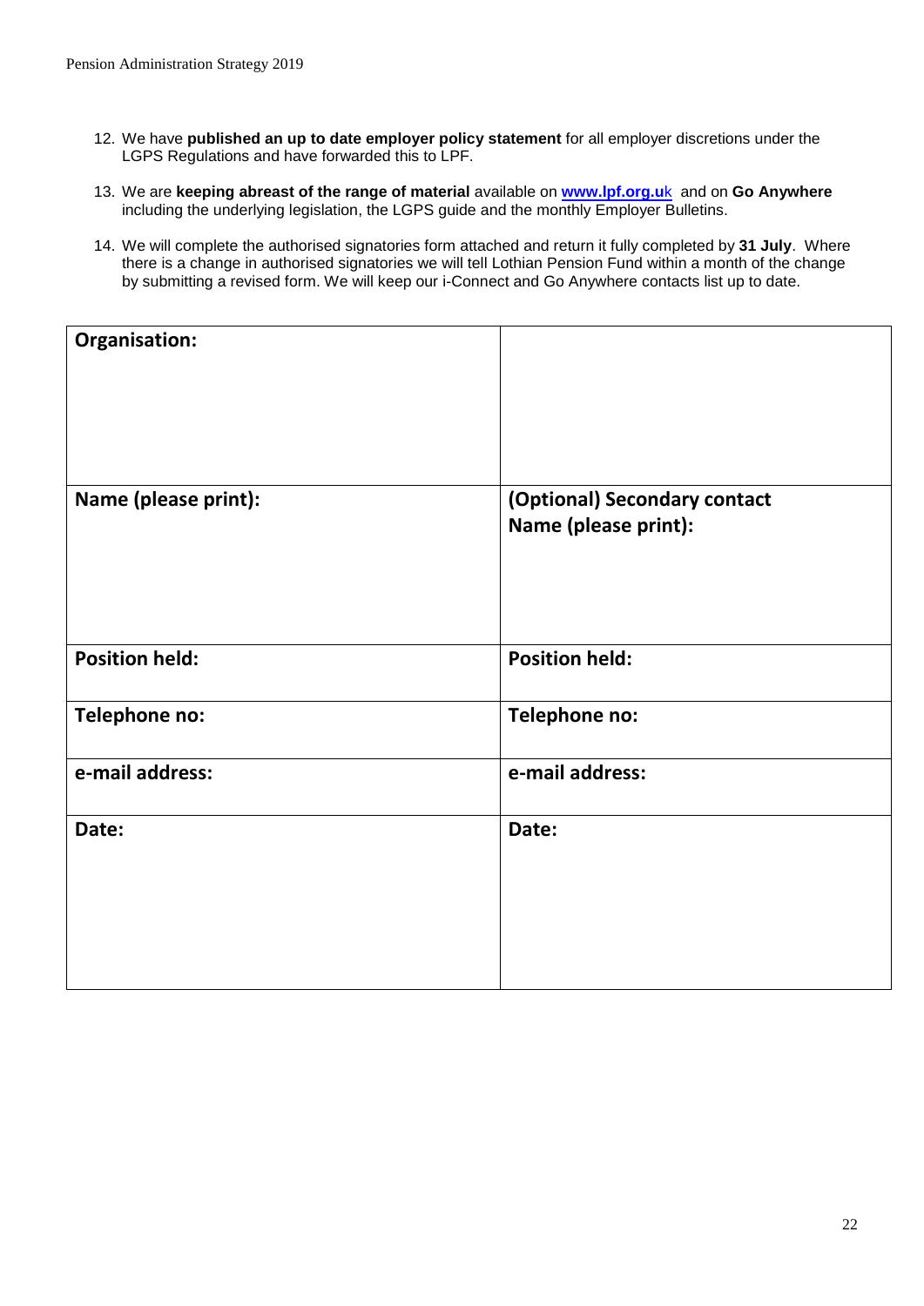12. We have **published an up to date employer policy statement** for all employer discretions under the LGPS Regulations and have forwarded this to LPF.

13. We are **keeping abreast of the range of material** available on **www.lpf.org.uk** and on **Go Anywhere** including the underlying legislation, the LGPS guide and the monthly Employer Bulletins.

14. We will complete the authorised signatories form attached and return it fully completed by **31 July**. Where there is a change in authorised signatories we will tell Lothian Pension Fund within a month of the change by submitting a revised form. We will keep our i-Connect and Go Anywhere contacts list up to date.

| **Organisation:** | |
|---|---|
| **Name (please print):** | **(Optional) Secondary contact Name (please print):** |
| **Position held:** | **Position held:** |
| **Telephone no:** | **Telephone no:** |
| **e-mail address:** | **e-mail address:** |
| **Date:** | **Date:** |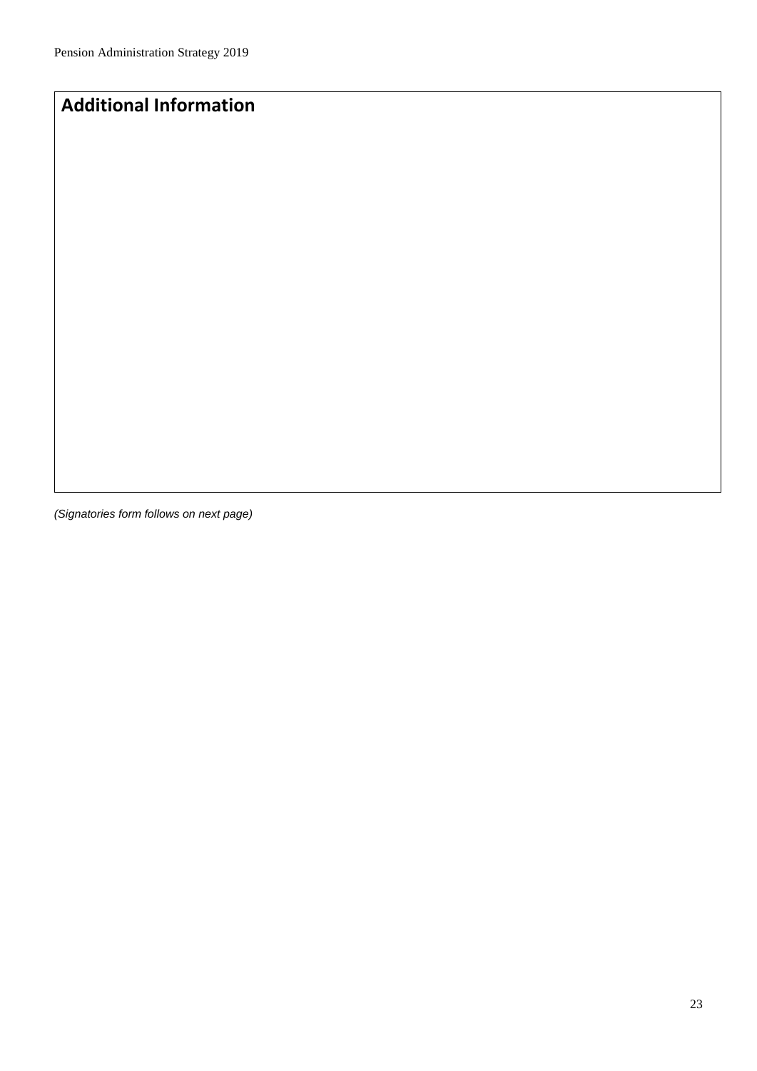## Additional Information

*(Signatories form follows on next page)*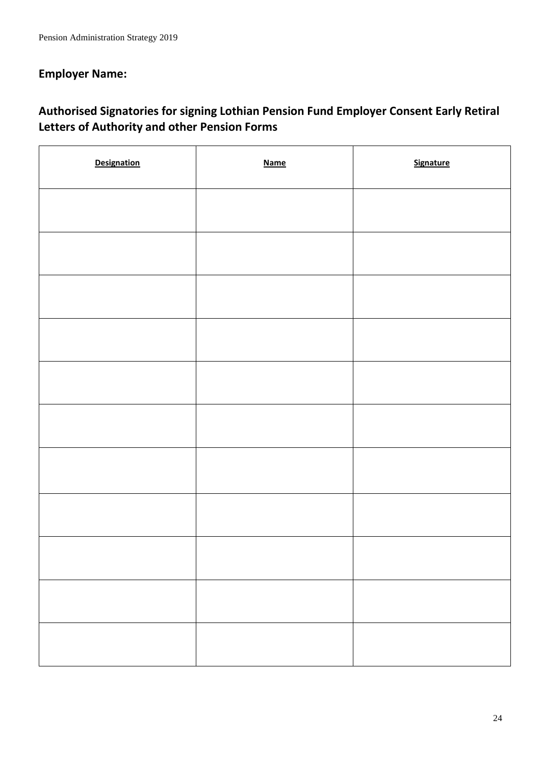## Employer Name:

## Authorised Signatories for signing Lothian Pension Fund Employer Consent Early Retiral Letters of Authority and other Pension Forms

| **Designation** | **Name** | **Signature** |
|---|---|---|
| | | |
| | | |
| | | |
| | | |
| | | |
| | | |
| | | |
| | | |
| | | |
| | | |
| | | |